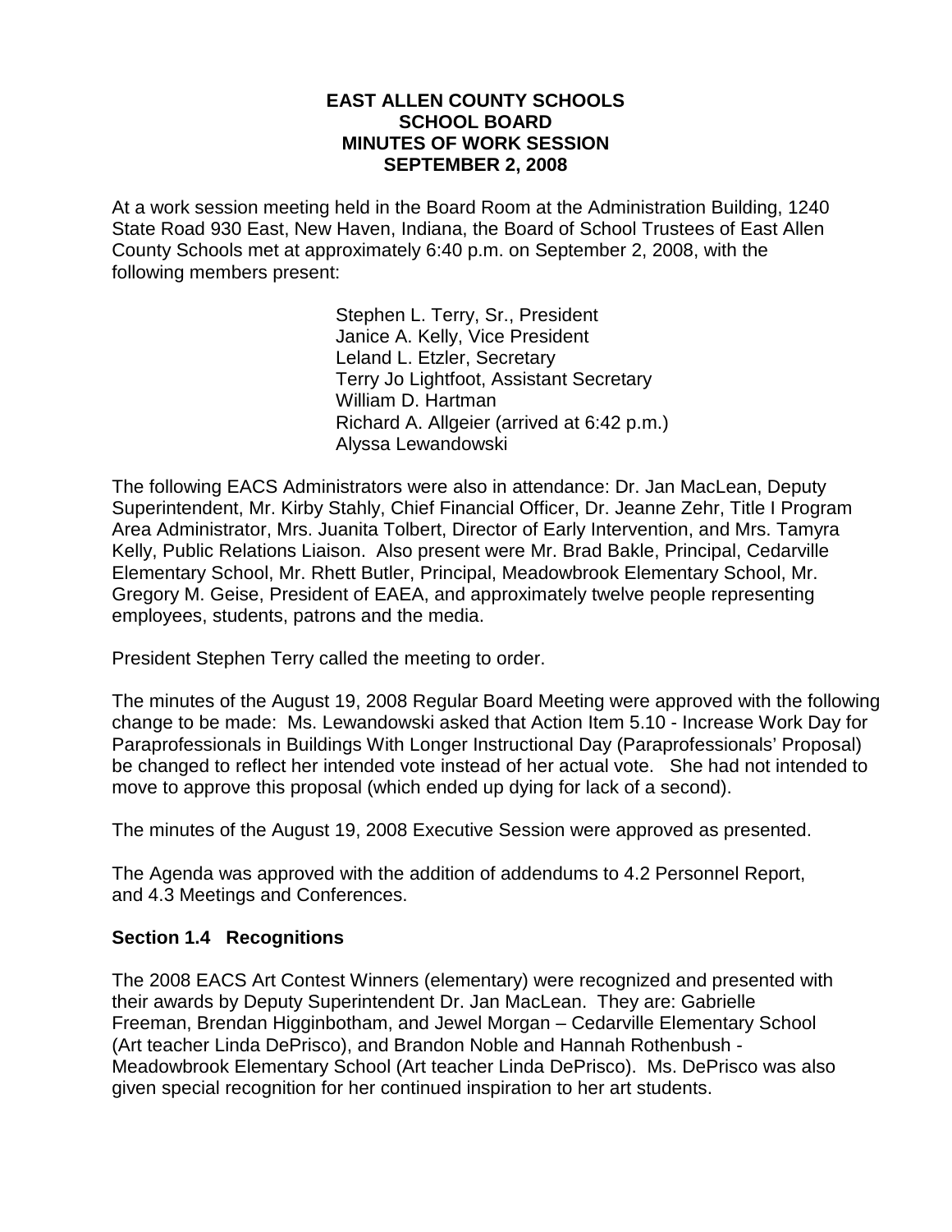# EAST ALLEN COUNTY SCHOOLS
## SCHOOL BOARD
## MINUTES OF WORK SESSION
## SEPTEMBER 2, 2008

At a work session meeting held in the Board Room at the Administration Building, 1240 State Road 930 East, New Haven, Indiana, the Board of School Trustees of East Allen County Schools met at approximately 6:40 p.m. on September 2, 2008, with the following members present:

Stephen L. Terry, Sr., President
Janice A. Kelly, Vice President
Leland L. Etzler, Secretary
Terry Jo Lightfoot, Assistant Secretary
William D. Hartman
Richard A. Allgeier (arrived at 6:42 p.m.)
Alyssa Lewandowski

The following EACS Administrators were also in attendance: Dr. Jan MacLean, Deputy Superintendent, Mr. Kirby Stahly, Chief Financial Officer, Dr. Jeanne Zehr, Title I Program Area Administrator, Mrs. Juanita Tolbert, Director of Early Intervention, and Mrs. Tamyra Kelly, Public Relations Liaison. Also present were Mr. Brad Bakle, Principal, Cedarville Elementary School, Mr. Rhett Butler, Principal, Meadowbrook Elementary School, Mr. Gregory M. Geise, President of EAEA, and approximately twelve people representing employees, students, patrons and the media.

President Stephen Terry called the meeting to order.

The minutes of the August 19, 2008 Regular Board Meeting were approved with the following change to be made: Ms. Lewandowski asked that Action Item 5.10 - Increase Work Day for Paraprofessionals in Buildings With Longer Instructional Day (Paraprofessionals' Proposal) be changed to reflect her intended vote instead of her actual vote. She had not intended to move to approve this proposal (which ended up dying for lack of a second).

The minutes of the August 19, 2008 Executive Session were approved as presented.

The Agenda was approved with the addition of addendums to 4.2 Personnel Report, and 4.3 Meetings and Conferences.

### Section 1.4 Recognitions

The 2008 EACS Art Contest Winners (elementary) were recognized and presented with their awards by Deputy Superintendent Dr. Jan MacLean. They are: Gabrielle Freeman, Brendan Higginbotham, and Jewel Morgan – Cedarville Elementary School (Art teacher Linda DePrisco), and Brandon Noble and Hannah Rothenbush - Meadowbrook Elementary School (Art teacher Linda DePrisco). Ms. DePrisco was also given special recognition for her continued inspiration to her art students.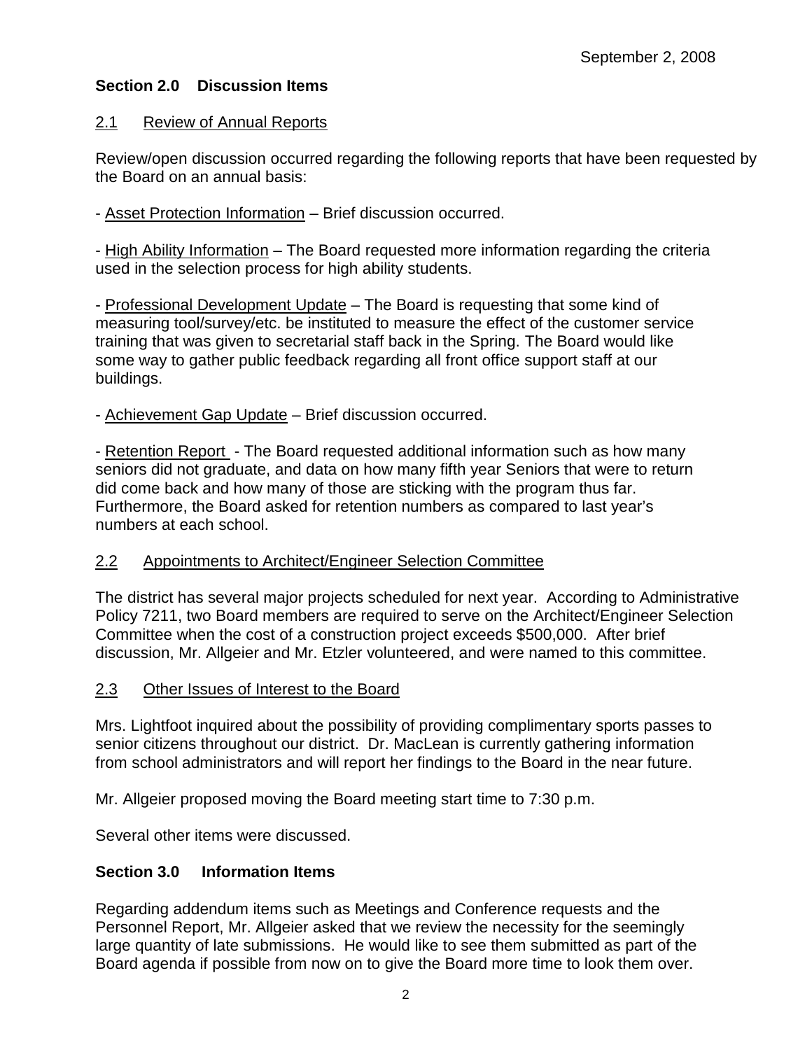September 2, 2008

## Section 2.0 Discussion Items

### 2.1 Review of Annual Reports

Review/open discussion occurred regarding the following reports that have been requested by the Board on an annual basis:

- Asset Protection Information – Brief discussion occurred.

- High Ability Information – The Board requested more information regarding the criteria used in the selection process for high ability students.

- Professional Development Update – The Board is requesting that some kind of measuring tool/survey/etc. be instituted to measure the effect of the customer service training that was given to secretarial staff back in the Spring. The Board would like some way to gather public feedback regarding all front office support staff at our buildings.

- Achievement Gap Update – Brief discussion occurred.

- Retention Report - The Board requested additional information such as how many seniors did not graduate, and data on how many fifth year Seniors that were to return did come back and how many of those are sticking with the program thus far. Furthermore, the Board asked for retention numbers as compared to last year's numbers at each school.

### 2.2 Appointments to Architect/Engineer Selection Committee

The district has several major projects scheduled for next year. According to Administrative Policy 7211, two Board members are required to serve on the Architect/Engineer Selection Committee when the cost of a construction project exceeds $500,000. After brief discussion, Mr. Allgeier and Mr. Etzler volunteered, and were named to this committee.

### 2.3 Other Issues of Interest to the Board

Mrs. Lightfoot inquired about the possibility of providing complimentary sports passes to senior citizens throughout our district. Dr. MacLean is currently gathering information from school administrators and will report her findings to the Board in the near future.

Mr. Allgeier proposed moving the Board meeting start time to 7:30 p.m.

Several other items were discussed.

## Section 3.0 Information Items

Regarding addendum items such as Meetings and Conference requests and the Personnel Report, Mr. Allgeier asked that we review the necessity for the seemingly large quantity of late submissions. He would like to see them submitted as part of the Board agenda if possible from now on to give the Board more time to look them over.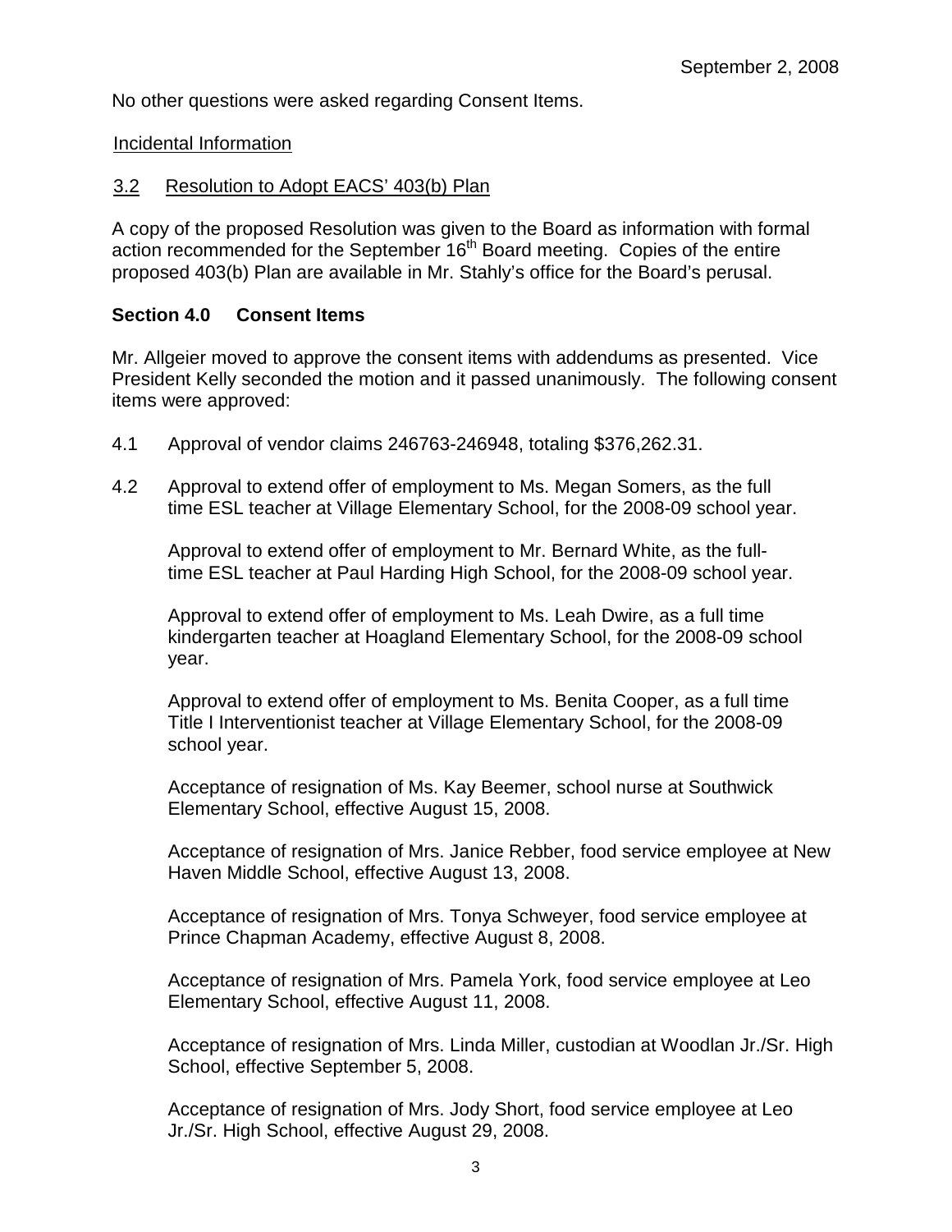No other questions were asked regarding Consent Items.

Incidental Information

3.2 Resolution to Adopt EACS' 403(b) Plan

A copy of the proposed Resolution was given to the Board as information with formal action recommended for the September 16th Board meeting. Copies of the entire proposed 403(b) Plan are available in Mr. Stahly's office for the Board's perusal.

**Section 4.0 Consent Items**

Mr. Allgeier moved to approve the consent items with addendums as presented. Vice President Kelly seconded the motion and it passed unanimously. The following consent items were approved:

4.1 Approval of vendor claims 246763-246948, totaling $376,262.31.

4.2 Approval to extend offer of employment to Ms. Megan Somers, as the full time ESL teacher at Village Elementary School, for the 2008-09 school year.

Approval to extend offer of employment to Mr. Bernard White, as the full-time ESL teacher at Paul Harding High School, for the 2008-09 school year.

Approval to extend offer of employment to Ms. Leah Dwire, as a full time kindergarten teacher at Hoagland Elementary School, for the 2008-09 school year.

Approval to extend offer of employment to Ms. Benita Cooper, as a full time Title I Interventionist teacher at Village Elementary School, for the 2008-09 school year.

Acceptance of resignation of Ms. Kay Beemer, school nurse at Southwick Elementary School, effective August 15, 2008.

Acceptance of resignation of Mrs. Janice Rebber, food service employee at New Haven Middle School, effective August 13, 2008.

Acceptance of resignation of Mrs. Tonya Schweyer, food service employee at Prince Chapman Academy, effective August 8, 2008.

Acceptance of resignation of Mrs. Pamela York, food service employee at Leo Elementary School, effective August 11, 2008.

Acceptance of resignation of Mrs. Linda Miller, custodian at Woodlan Jr./Sr. High School, effective September 5, 2008.

Acceptance of resignation of Mrs. Jody Short, food service employee at Leo Jr./Sr. High School, effective August 29, 2008.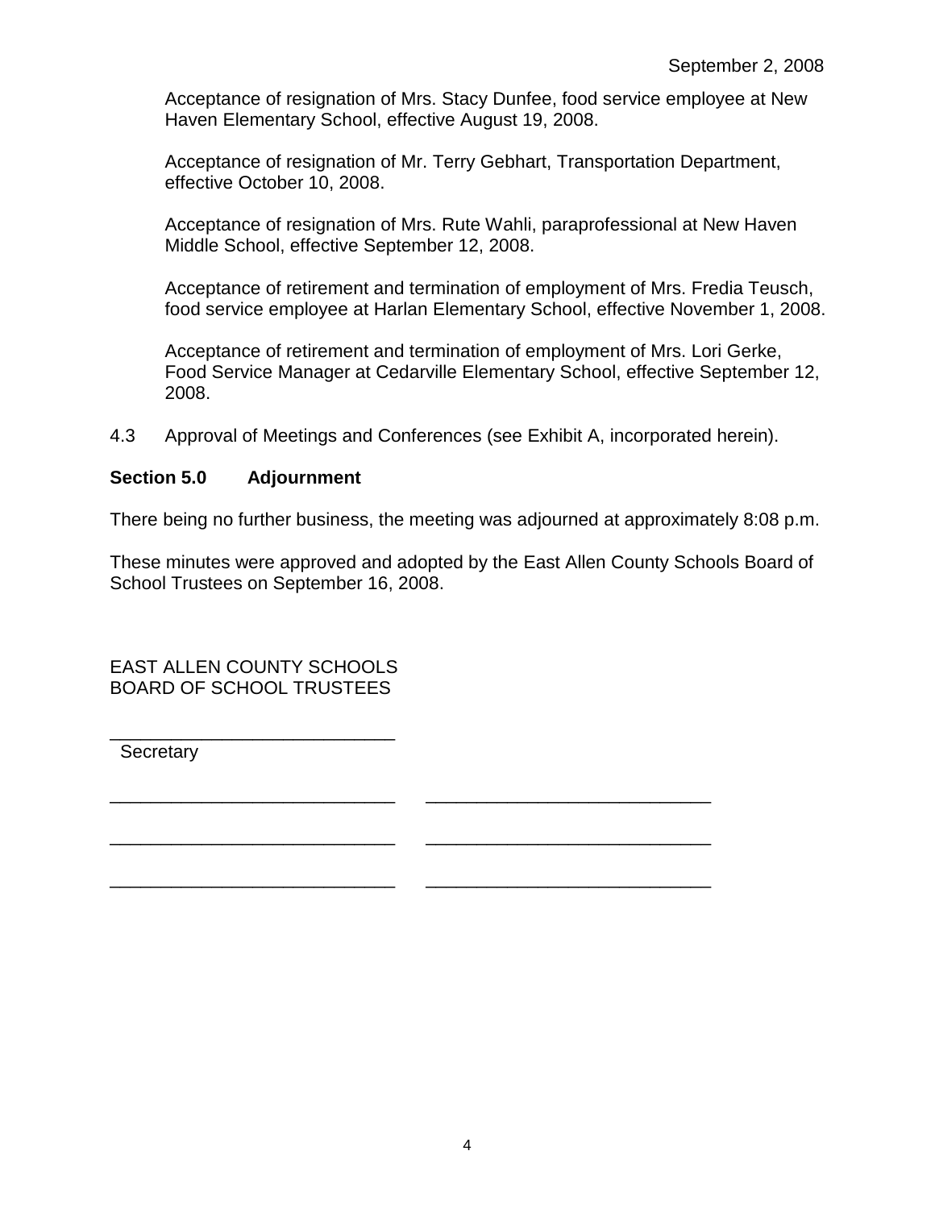Acceptance of resignation of Mrs. Stacy Dunfee, food service employee at New Haven Elementary School, effective August 19, 2008.

Acceptance of resignation of Mr. Terry Gebhart, Transportation Department, effective October 10, 2008.

Acceptance of resignation of Mrs. Rute Wahli, paraprofessional at New Haven Middle School, effective September 12, 2008.

Acceptance of retirement and termination of employment of Mrs. Fredia Teusch, food service employee at Harlan Elementary School, effective November 1, 2008.

Acceptance of retirement and termination of employment of Mrs. Lori Gerke, Food Service Manager at Cedarville Elementary School, effective September 12, 2008.

4.3 Approval of Meetings and Conferences (see Exhibit A, incorporated herein).

## Section 5.0 Adjournment

There being no further business, the meeting was adjourned at approximately 8:08 p.m.

These minutes were approved and adopted by the East Allen County Schools Board of School Trustees on September 16, 2008.

EAST ALLEN COUNTY SCHOOLS
BOARD OF SCHOOL TRUSTEES

____________________________
Secretary

____________________________ ____________________________

____________________________ ____________________________

____________________________ ____________________________